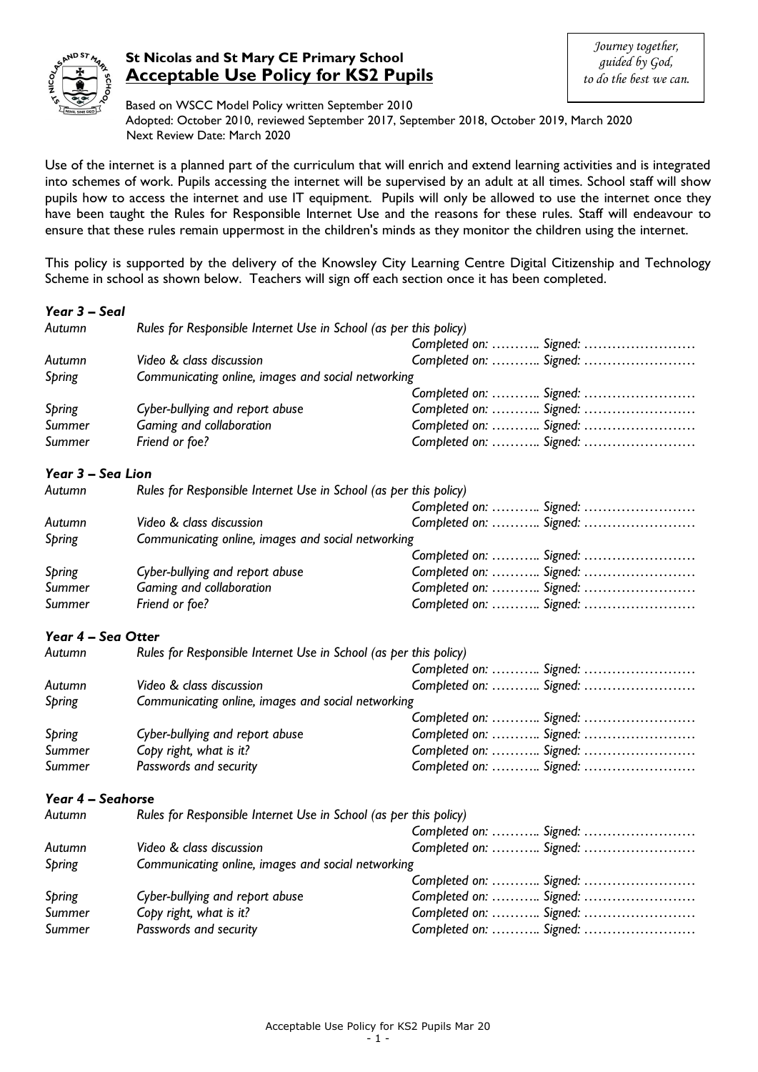# St Nicolas and St Mary CE Primary School

## Acceptable Use Policy for KS2 Pupils

*Journey together, guided by God, to do the best we can.*

Based on WSCC Model Policy written September 2010
Adopted: October 2010, reviewed September 2017, September 2018, October 2019, March 2020
Next Review Date: March 2020

Use of the internet is a planned part of the curriculum that will enrich and extend learning activities and is integrated into schemes of work. Pupils accessing the internet will be supervised by an adult at all times. School staff will show pupils how to access the internet and use IT equipment. Pupils will only be allowed to use the internet once they have been taught the Rules for Responsible Internet Use and the reasons for these rules. Staff will endeavour to ensure that these rules remain uppermost in the children's minds as they monitor the children using the internet.

This policy is supported by the delivery of the Knowsley City Learning Centre Digital Citizenship and Technology Scheme in school as shown below. Teachers will sign off each section once it has been completed.

### *Year 3 – Seal*

| Term | Topic | Completion |
|---|---|---|
| *Autumn* | *Rules for Responsible Internet Use in School (as per this policy)* | *Completed on: ……….. Signed: ……………………* |
| *Autumn* | *Video & class discussion* | *Completed on: ……….. Signed: ……………………* |
| *Spring* | *Communicating online, images and social networking* | *Completed on: ……….. Signed: ……………………* |
| *Spring* | *Cyber-bullying and report abuse* | *Completed on: ……….. Signed: ……………………* |
| *Summer* | *Gaming and collaboration* | *Completed on: ……….. Signed: ……………………* |
| *Summer* | *Friend or foe?* | *Completed on: ……….. Signed: ……………………* |

### *Year 3 – Sea Lion*

| Term | Topic | Completion |
|---|---|---|
| *Autumn* | *Rules for Responsible Internet Use in School (as per this policy)* | *Completed on: ……….. Signed: ……………………* |
| *Autumn* | *Video & class discussion* | *Completed on: ……….. Signed: ……………………* |
| *Spring* | *Communicating online, images and social networking* | *Completed on: ……….. Signed: ……………………* |
| *Spring* | *Cyber-bullying and report abuse* | *Completed on: ……….. Signed: ……………………* |
| *Summer* | *Gaming and collaboration* | *Completed on: ……….. Signed: ……………………* |
| *Summer* | *Friend or foe?* | *Completed on: ……….. Signed: ……………………* |

### *Year 4 – Sea Otter*

| Term | Topic | Completion |
|---|---|---|
| *Autumn* | *Rules for Responsible Internet Use in School (as per this policy)* | *Completed on: ……….. Signed: ……………………* |
| *Autumn* | *Video & class discussion* | *Completed on: ……….. Signed: ……………………* |
| *Spring* | *Communicating online, images and social networking* | *Completed on: ……….. Signed: ……………………* |
| *Spring* | *Cyber-bullying and report abuse* | *Completed on: ……….. Signed: ……………………* |
| *Summer* | *Copy right, what is it?* | *Completed on: ……….. Signed: ……………………* |
| *Summer* | *Passwords and security* | *Completed on: ……….. Signed: ……………………* |

### *Year 4 – Seahorse*

| Term | Topic | Completion |
|---|---|---|
| *Autumn* | *Rules for Responsible Internet Use in School (as per this policy)* | *Completed on: ……….. Signed: ……………………* |
| *Autumn* | *Video & class discussion* | *Completed on: ……….. Signed: ……………………* |
| *Spring* | *Communicating online, images and social networking* | *Completed on: ……….. Signed: ……………………* |
| *Spring* | *Cyber-bullying and report abuse* | *Completed on: ……….. Signed: ……………………* |
| *Summer* | *Copy right, what is it?* | *Completed on: ……….. Signed: ……………………* |
| *Summer* | *Passwords and security* | *Completed on: ……….. Signed: ……………………* |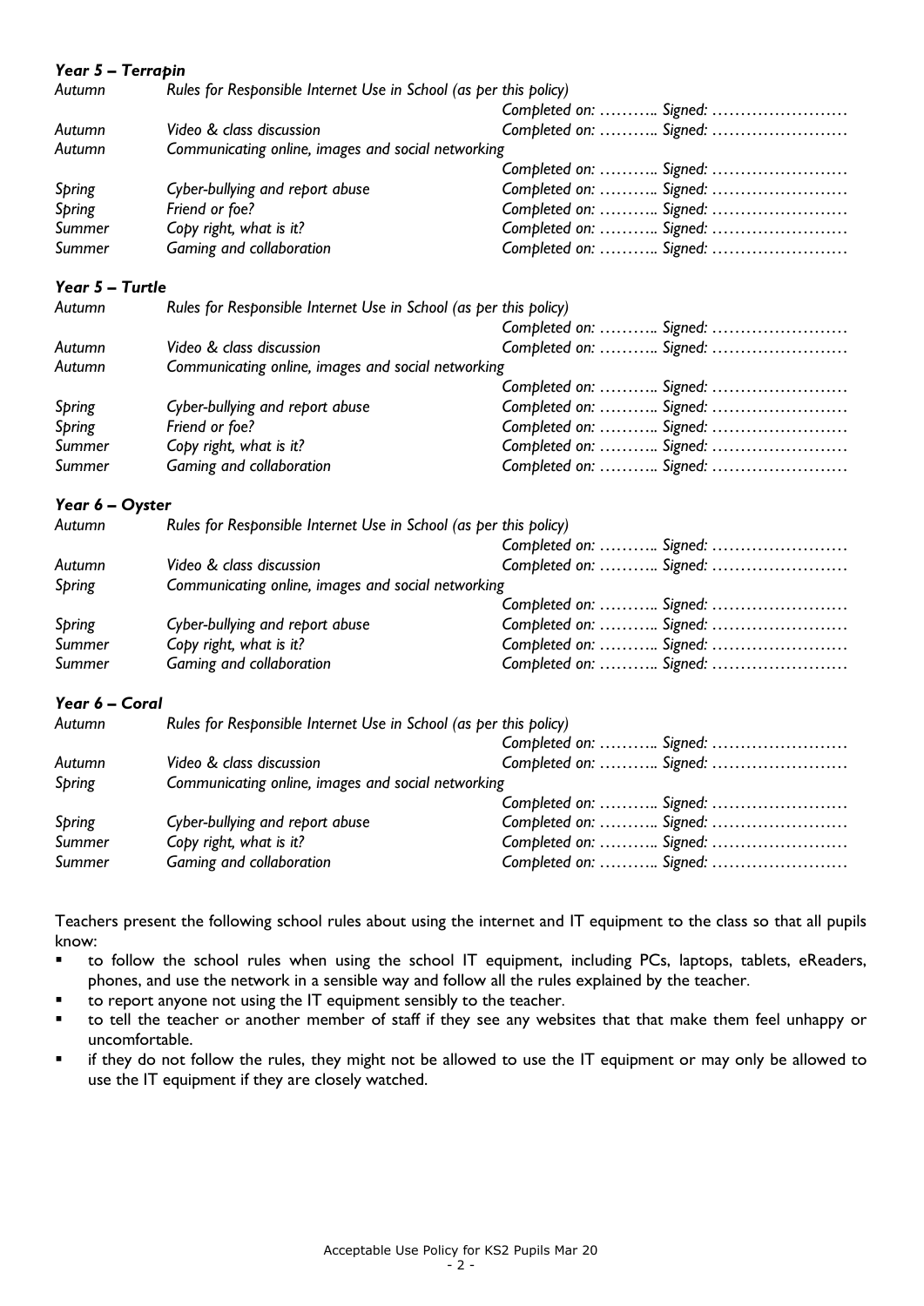### *Year 5 – Terrapin*

| | | |
|---|---|---|
| *Autumn* | *Rules for Responsible Internet Use in School (as per this policy)* | *Completed on: ……….. Signed: ……………………* |
| *Autumn* | *Video & class discussion* | *Completed on: ……….. Signed: ……………………* |
| *Autumn* | *Communicating online, images and social networking* | *Completed on: ……….. Signed: ……………………* |
| *Spring* | *Cyber-bullying and report abuse* | *Completed on: ……….. Signed: ……………………* |
| *Spring* | *Friend or foe?* | *Completed on: ……….. Signed: ……………………* |
| *Summer* | *Copy right, what is it?* | *Completed on: ……….. Signed: ……………………* |
| *Summer* | *Gaming and collaboration* | *Completed on: ……….. Signed: ……………………* |

### *Year 5 – Turtle*

| | | |
|---|---|---|
| *Autumn* | *Rules for Responsible Internet Use in School (as per this policy)* | *Completed on: ……….. Signed: ……………………* |
| *Autumn* | *Video & class discussion* | *Completed on: ……….. Signed: ……………………* |
| *Autumn* | *Communicating online, images and social networking* | *Completed on: ……….. Signed: ……………………* |
| *Spring* | *Cyber-bullying and report abuse* | *Completed on: ……….. Signed: ……………………* |
| *Spring* | *Friend or foe?* | *Completed on: ……….. Signed: ……………………* |
| *Summer* | *Copy right, what is it?* | *Completed on: ……….. Signed: ……………………* |
| *Summer* | *Gaming and collaboration* | *Completed on: ……….. Signed: ……………………* |

### *Year 6 – Oyster*

| | | |
|---|---|---|
| *Autumn* | *Rules for Responsible Internet Use in School (as per this policy)* | *Completed on: ……….. Signed: ……………………* |
| *Autumn* | *Video & class discussion* | *Completed on: ……….. Signed: ……………………* |
| *Spring* | *Communicating online, images and social networking* | *Completed on: ……….. Signed: ……………………* |
| *Spring* | *Cyber-bullying and report abuse* | *Completed on: ……….. Signed: ……………………* |
| *Summer* | *Copy right, what is it?* | *Completed on: ……….. Signed: ……………………* |
| *Summer* | *Gaming and collaboration* | *Completed on: ……….. Signed: ……………………* |

### *Year 6 – Coral*

| | | |
|---|---|---|
| *Autumn* | *Rules for Responsible Internet Use in School (as per this policy)* | *Completed on: ……….. Signed: ……………………* |
| *Autumn* | *Video & class discussion* | *Completed on: ……….. Signed: ……………………* |
| *Spring* | *Communicating online, images and social networking* | *Completed on: ……….. Signed: ……………………* |
| *Spring* | *Cyber-bullying and report abuse* | *Completed on: ……….. Signed: ……………………* |
| *Summer* | *Copy right, what is it?* | *Completed on: ……….. Signed: ……………………* |
| *Summer* | *Gaming and collaboration* | *Completed on: ……….. Signed: ……………………* |

Teachers present the following school rules about using the internet and IT equipment to the class so that all pupils know:

- to follow the school rules when using the school IT equipment, including PCs, laptops, tablets, eReaders, phones, and use the network in a sensible way and follow all the rules explained by the teacher.
- to report anyone not using the IT equipment sensibly to the teacher.
- to tell the teacher or another member of staff if they see any websites that that make them feel unhappy or uncomfortable.
- if they do not follow the rules, they might not be allowed to use the IT equipment or may only be allowed to use the IT equipment if they are closely watched.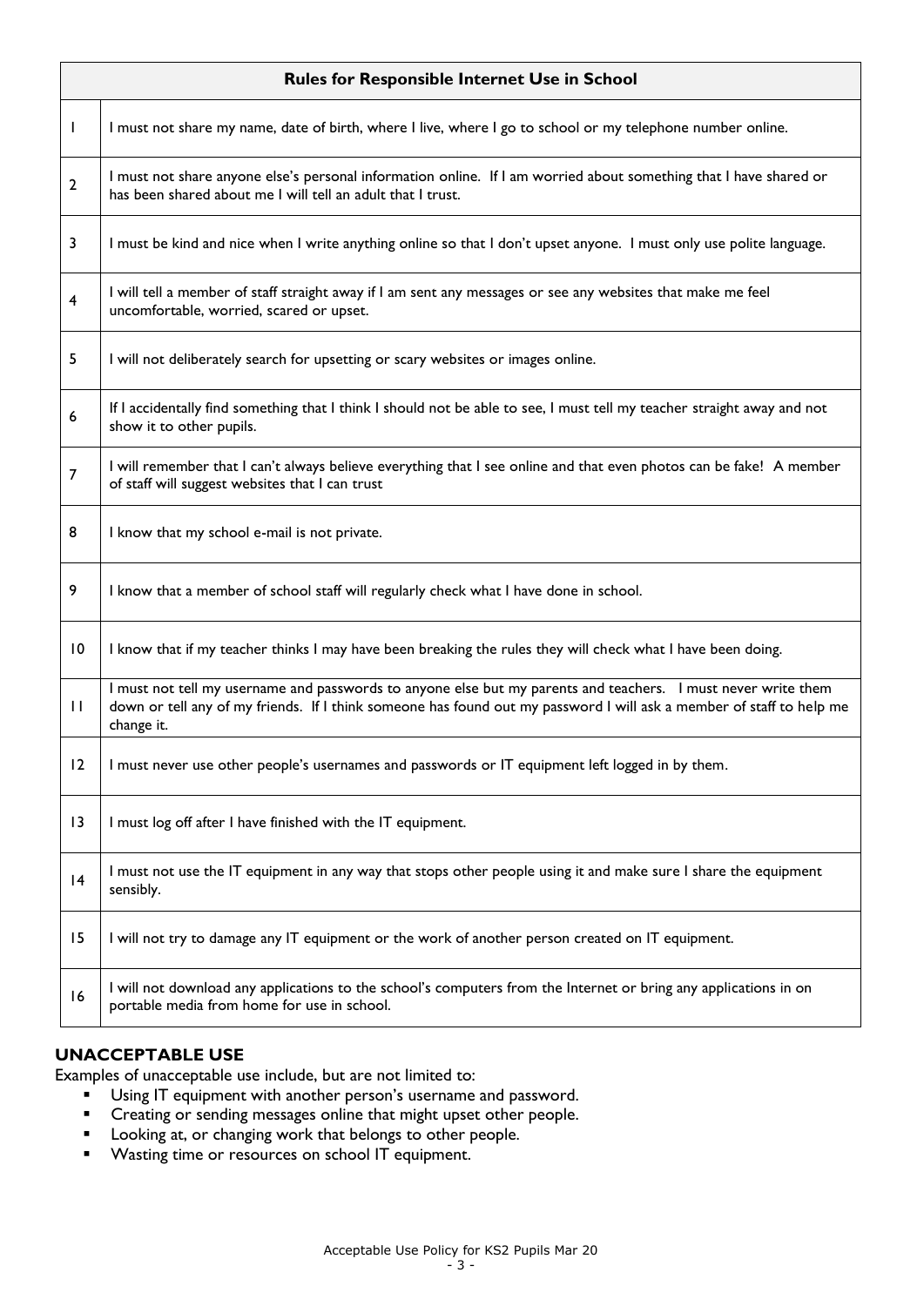| | Rules for Responsible Internet Use in School |
|---|---|
| 1 | I must not share my name, date of birth, where I live, where I go to school or my telephone number online. |
| 2 | I must not share anyone else's personal information online. If I am worried about something that I have shared or has been shared about me I will tell an adult that I trust. |
| 3 | I must be kind and nice when I write anything online so that I don't upset anyone. I must only use polite language. |
| 4 | I will tell a member of staff straight away if I am sent any messages or see any websites that make me feel uncomfortable, worried, scared or upset. |
| 5 | I will not deliberately search for upsetting or scary websites or images online. |
| 6 | If I accidentally find something that I think I should not be able to see, I must tell my teacher straight away and not show it to other pupils. |
| 7 | I will remember that I can't always believe everything that I see online and that even photos can be fake! A member of staff will suggest websites that I can trust |
| 8 | I know that my school e-mail is not private. |
| 9 | I know that a member of school staff will regularly check what I have done in school. |
| 10 | I know that if my teacher thinks I may have been breaking the rules they will check what I have been doing. |
| 11 | I must not tell my username and passwords to anyone else but my parents and teachers. I must never write them down or tell any of my friends. If I think someone has found out my password I will ask a member of staff to help me change it. |
| 12 | I must never use other people's usernames and passwords or IT equipment left logged in by them. |
| 13 | I must log off after I have finished with the IT equipment. |
| 14 | I must not use the IT equipment in any way that stops other people using it and make sure I share the equipment sensibly. |
| 15 | I will not try to damage any IT equipment or the work of another person created on IT equipment. |
| 16 | I will not download any applications to the school's computers from the Internet or bring any applications in on portable media from home for use in school. |

## UNACCEPTABLE USE

Examples of unacceptable use include, but are not limited to:

- Using IT equipment with another person's username and password.
- Creating or sending messages online that might upset other people.
- Looking at, or changing work that belongs to other people.
- Wasting time or resources on school IT equipment.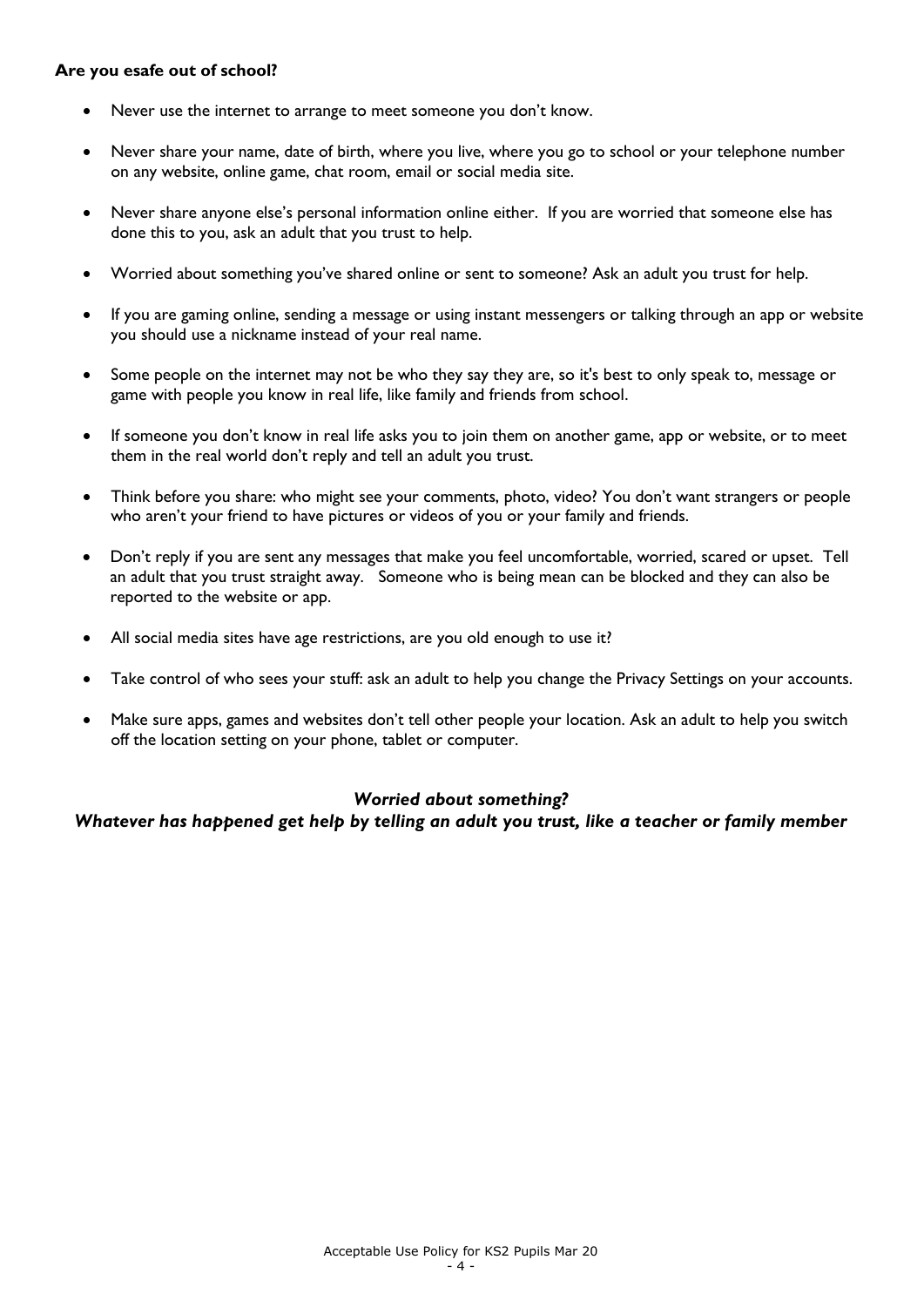**Are you esafe out of school?**

- Never use the internet to arrange to meet someone you don't know.
- Never share your name, date of birth, where you live, where you go to school or your telephone number on any website, online game, chat room, email or social media site.
- Never share anyone else's personal information online either. If you are worried that someone else has done this to you, ask an adult that you trust to help.
- Worried about something you've shared online or sent to someone? Ask an adult you trust for help.
- If you are gaming online, sending a message or using instant messengers or talking through an app or website you should use a nickname instead of your real name.
- Some people on the internet may not be who they say they are, so it's best to only speak to, message or game with people you know in real life, like family and friends from school.
- If someone you don't know in real life asks you to join them on another game, app or website, or to meet them in the real world don't reply and tell an adult you trust.
- Think before you share: who might see your comments, photo, video? You don't want strangers or people who aren't your friend to have pictures or videos of you or your family and friends.
- Don't reply if you are sent any messages that make you feel uncomfortable, worried, scared or upset. Tell an adult that you trust straight away. Someone who is being mean can be blocked and they can also be reported to the website or app.
- All social media sites have age restrictions, are you old enough to use it?
- Take control of who sees your stuff: ask an adult to help you change the Privacy Settings on your accounts.
- Make sure apps, games and websites don't tell other people your location. Ask an adult to help you switch off the location setting on your phone, tablet or computer.

***Worried about something?***
***Whatever has happened get help by telling an adult you trust, like a teacher or family member***